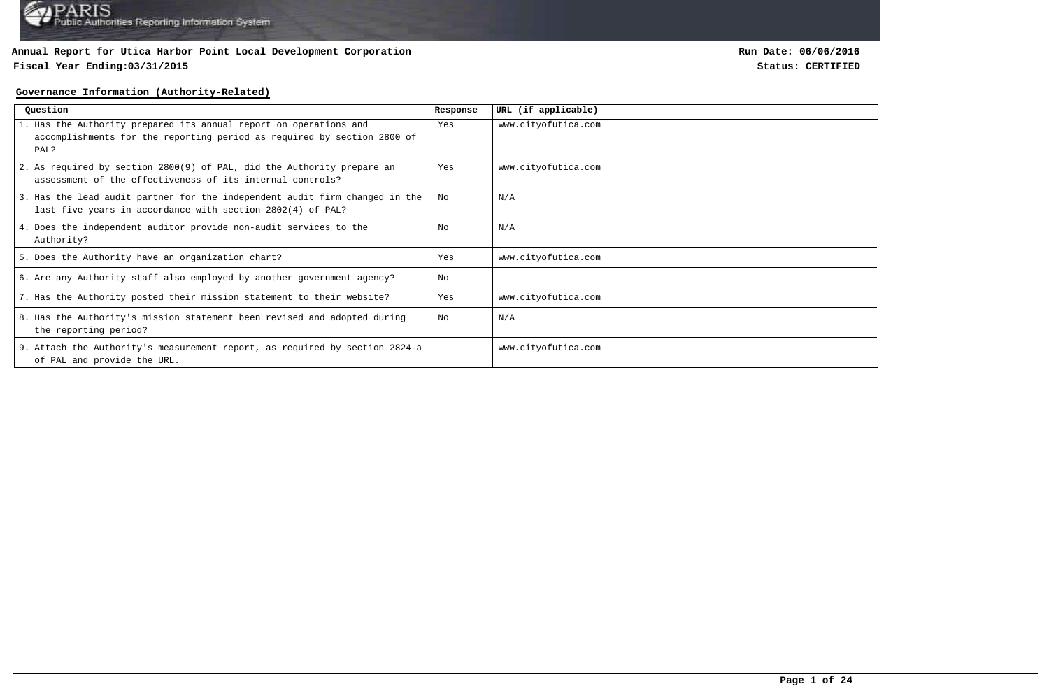**Annual Report for Utica Harbor Point Local Development Corporation**

**Fiscal Year Ending:03/31/2015**

**Run Date: 06/06/2016**

**Status: CERTIFIED**

## Governance Information (Authority-Related)

| Question | Response | URL (if applicable) |
|---|---|---|
| 1. Has the Authority prepared its annual report on operations and accomplishments for the reporting period as required by section 2800 of PAL? | Yes | www.cityofutica.com |
| 2. As required by section 2800(9) of PAL, did the Authority prepare an assessment of the effectiveness of its internal controls? | Yes | www.cityofutica.com |
| 3. Has the lead audit partner for the independent audit firm changed in the last five years in accordance with section 2802(4) of PAL? | No | N/A |
| 4. Does the independent auditor provide non-audit services to the Authority? | No | N/A |
| 5. Does the Authority have an organization chart? | Yes | www.cityofutica.com |
| 6. Are any Authority staff also employed by another government agency? | No | |
| 7. Has the Authority posted their mission statement to their website? | Yes | www.cityofutica.com |
| 8. Has the Authority's mission statement been revised and adopted during the reporting period? | No | N/A |
| 9. Attach the Authority's measurement report, as required by section 2824-a of PAL and provide the URL. | | www.cityofutica.com |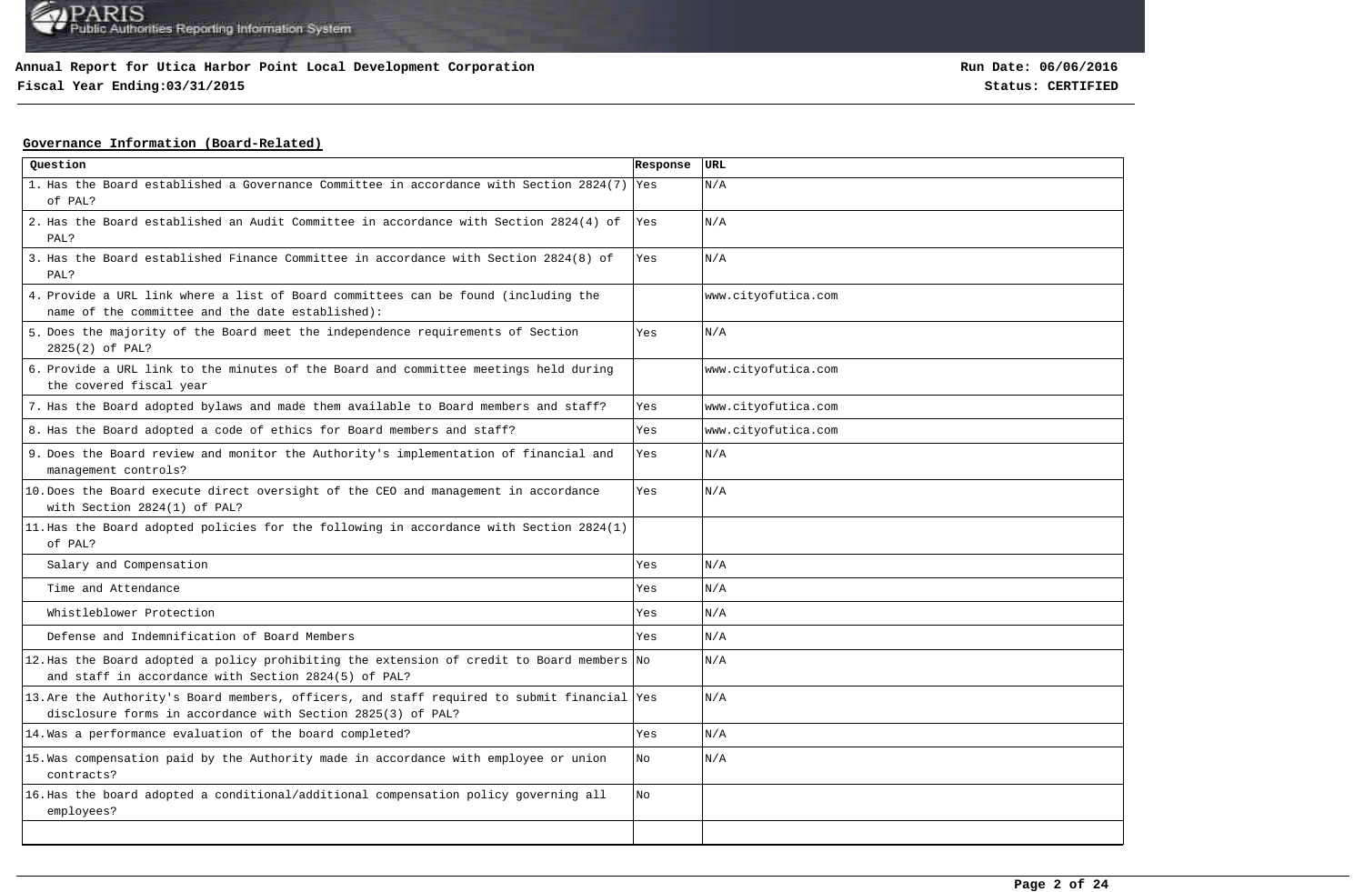**Annual Report for Utica Harbor Point Local Development Corporation**

**Fiscal Year Ending:03/31/2015**

**Run Date: 06/06/2016**

**Status: CERTIFIED**

## Governance Information (Board-Related)

| Question | Response | URL |
|---|---|---|
| 1. Has the Board established a Governance Committee in accordance with Section 2824(7) of PAL? | Yes | N/A |
| 2. Has the Board established an Audit Committee in accordance with Section 2824(4) of PAL? | Yes | N/A |
| 3. Has the Board established Finance Committee in accordance with Section 2824(8) of PAL? | Yes | N/A |
| 4. Provide a URL link where a list of Board committees can be found (including the name of the committee and the date established): | | www.cityofutica.com |
| 5. Does the majority of the Board meet the independence requirements of Section 2825(2) of PAL? | Yes | N/A |
| 6. Provide a URL link to the minutes of the Board and committee meetings held during the covered fiscal year | | www.cityofutica.com |
| 7. Has the Board adopted bylaws and made them available to Board members and staff? | Yes | www.cityofutica.com |
| 8. Has the Board adopted a code of ethics for Board members and staff? | Yes | www.cityofutica.com |
| 9. Does the Board review and monitor the Authority's implementation of financial and management controls? | Yes | N/A |
| 10. Does the Board execute direct oversight of the CEO and management in accordance with Section 2824(1) of PAL? | Yes | N/A |
| 11. Has the Board adopted policies for the following in accordance with Section 2824(1) of PAL? | | |
| Salary and Compensation | Yes | N/A |
| Time and Attendance | Yes | N/A |
| Whistleblower Protection | Yes | N/A |
| Defense and Indemnification of Board Members | Yes | N/A |
| 12. Has the Board adopted a policy prohibiting the extension of credit to Board members and staff in accordance with Section 2824(5) of PAL? | No | N/A |
| 13. Are the Authority's Board members, officers, and staff required to submit financial disclosure forms in accordance with Section 2825(3) of PAL? | Yes | N/A |
| 14. Was a performance evaluation of the board completed? | Yes | N/A |
| 15. Was compensation paid by the Authority made in accordance with employee or union contracts? | No | N/A |
| 16. Has the board adopted a conditional/additional compensation policy governing all employees? | No | |
| | | |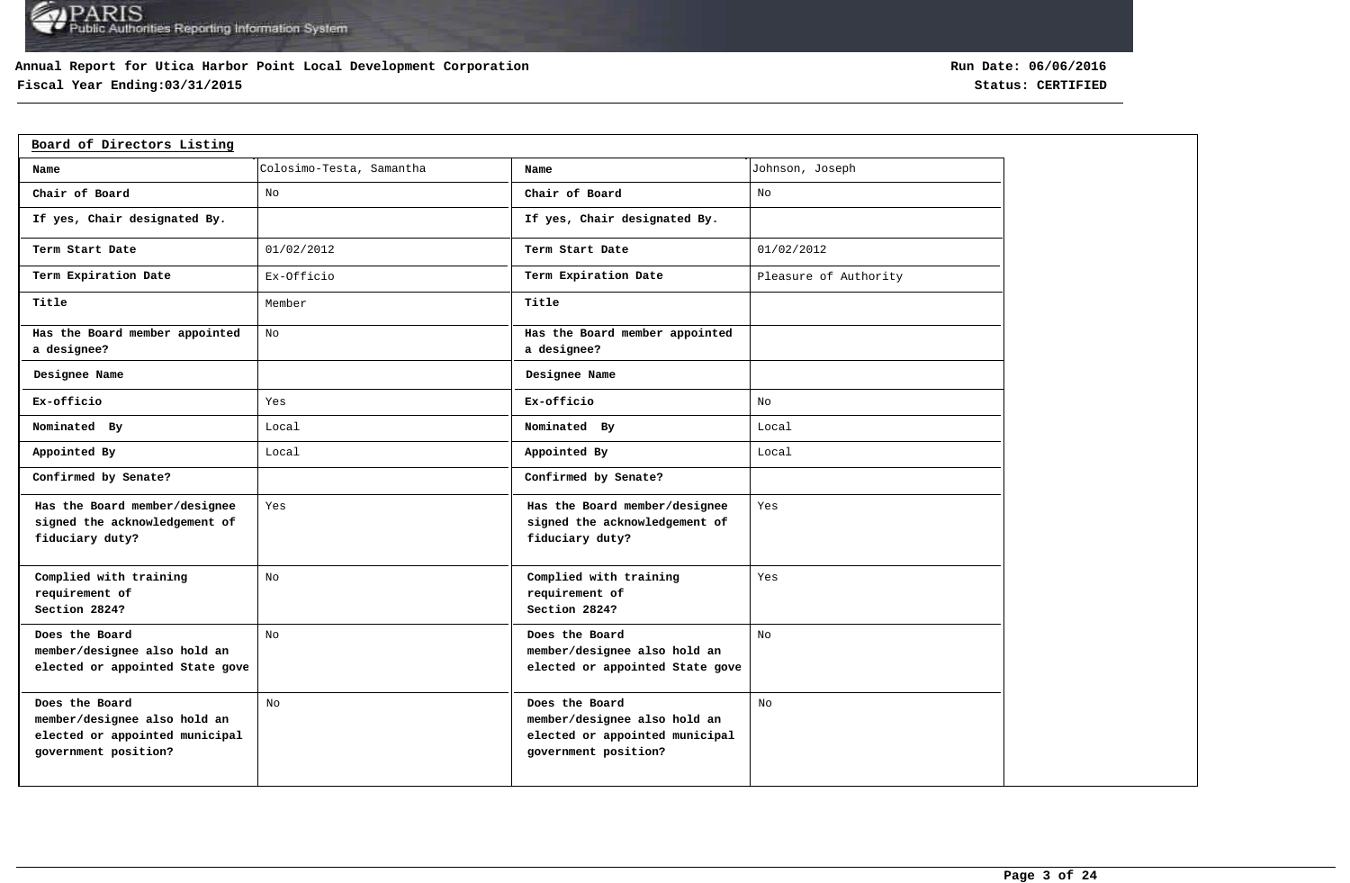**Annual Report for Utica Harbor Point Local Development Corporation**

**Fiscal Year Ending:03/31/2015**

**Run Date: 06/06/2016**

**Status: CERTIFIED**

## Board of Directors Listing

| Name | Colosimo-Testa, Samantha | Name | Johnson, Joseph |
|---|---|---|---|
| Chair of Board | No | Chair of Board | No |
| If yes, Chair designated By. | | If yes, Chair designated By. | |
| Term Start Date | 01/02/2012 | Term Start Date | 01/02/2012 |
| Term Expiration Date | Ex-Officio | Term Expiration Date | Pleasure of Authority |
| Title | Member | Title | |
| Has the Board member appointed a designee? | No | Has the Board member appointed a designee? | |
| Designee Name | | Designee Name | |
| Ex-officio | Yes | Ex-officio | No |
| Nominated By | Local | Nominated By | Local |
| Appointed By | Local | Appointed By | Local |
| Confirmed by Senate? | | Confirmed by Senate? | |
| Has the Board member/designee signed the acknowledgement of fiduciary duty? | Yes | Has the Board member/designee signed the acknowledgement of fiduciary duty? | Yes |
| Complied with training requirement of Section 2824? | No | Complied with training requirement of Section 2824? | Yes |
| Does the Board member/designee also hold an elected or appointed State gove | No | Does the Board member/designee also hold an elected or appointed State gove | No |
| Does the Board member/designee also hold an elected or appointed municipal government position? | No | Does the Board member/designee also hold an elected or appointed municipal government position? | No |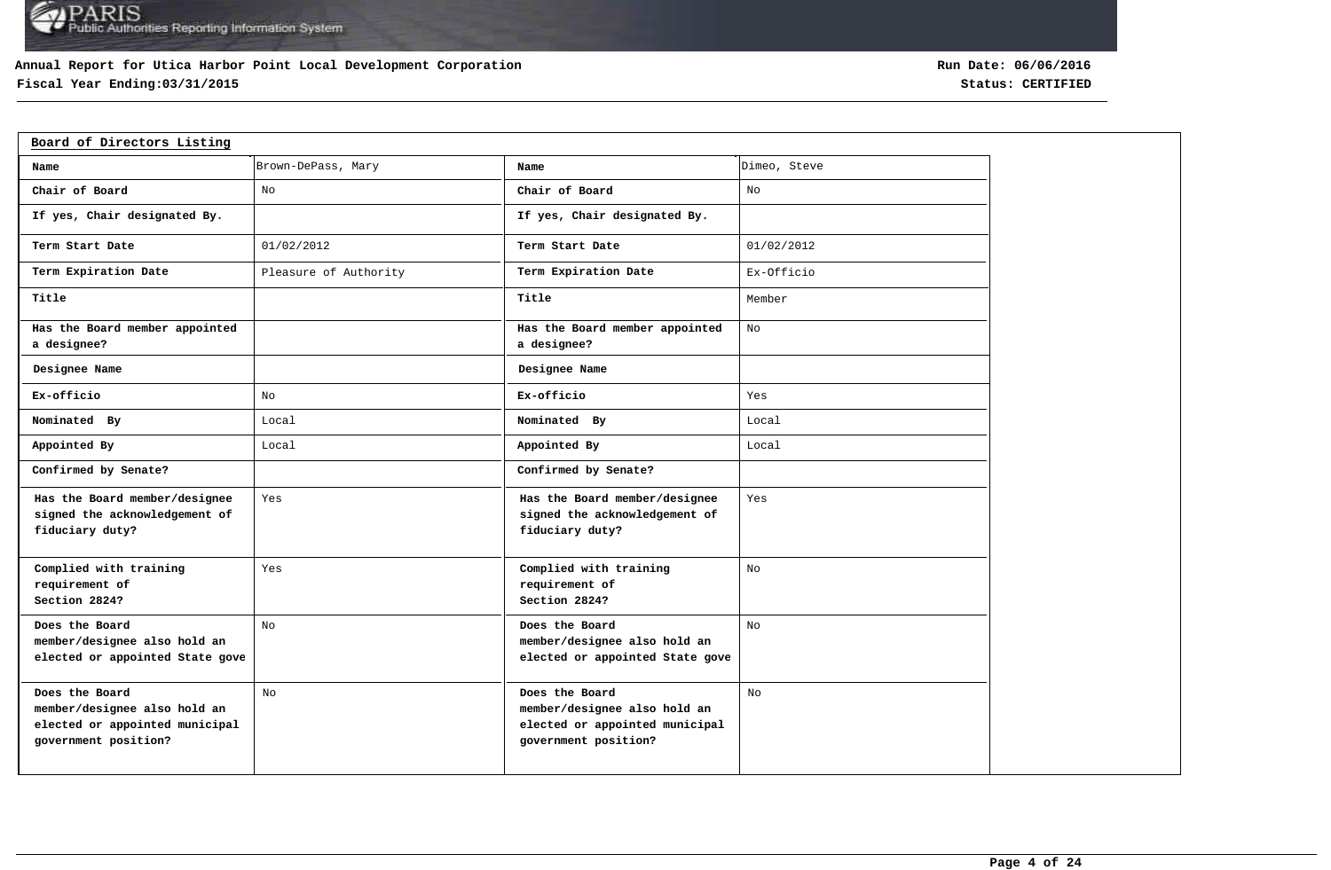**Annual Report for Utica Harbor Point Local Development Corporation**

**Fiscal Year Ending:03/31/2015**

**Run Date: 06/06/2016**

**Status: CERTIFIED**

## Board of Directors Listing

| Name | Brown-DePass, Mary | Name | Dimeo, Steve |
|---|---|---|---|
| Chair of Board | No | Chair of Board | No |
| If yes, Chair designated By. | | If yes, Chair designated By. | |
| Term Start Date | 01/02/2012 | Term Start Date | 01/02/2012 |
| Term Expiration Date | Pleasure of Authority | Term Expiration Date | Ex-Officio |
| Title | | Title | Member |
| Has the Board member appointed a designee? | | Has the Board member appointed a designee? | No |
| Designee Name | | Designee Name | |
| Ex-officio | No | Ex-officio | Yes |
| Nominated By | Local | Nominated By | Local |
| Appointed By | Local | Appointed By | Local |
| Confirmed by Senate? | | Confirmed by Senate? | |
| Has the Board member/designee signed the acknowledgement of fiduciary duty? | Yes | Has the Board member/designee signed the acknowledgement of fiduciary duty? | Yes |
| Complied with training requirement of Section 2824? | Yes | Complied with training requirement of Section 2824? | No |
| Does the Board member/designee also hold an elected or appointed State gove | No | Does the Board member/designee also hold an elected or appointed State gove | No |
| Does the Board member/designee also hold an elected or appointed municipal government position? | No | Does the Board member/designee also hold an elected or appointed municipal government position? | No |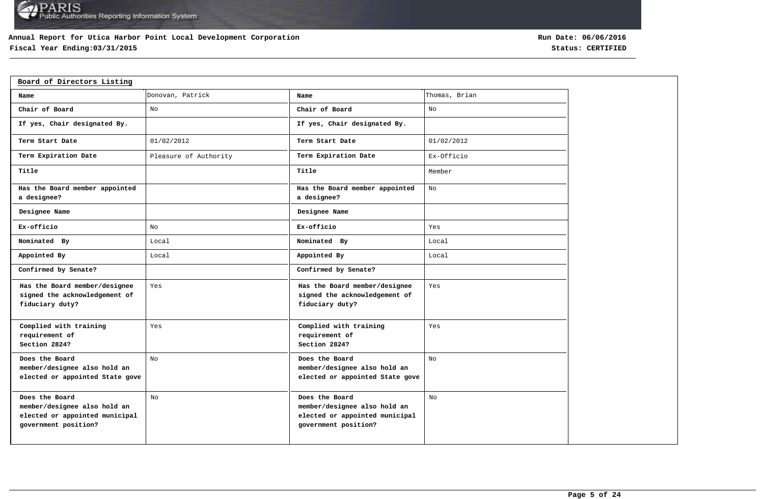Annual Report for Utica Harbor Point Local Development Corporation

Fiscal Year Ending:03/31/2015

Run Date: 06/06/2016

Status: CERTIFIED

## Board of Directors Listing

| Name | Donovan, Patrick | Name | Thomas, Brian |
|---|---|---|---|
| Chair of Board | No | Chair of Board | No |
| If yes, Chair designated By. | | If yes, Chair designated By. | |
| Term Start Date | 01/02/2012 | Term Start Date | 01/02/2012 |
| Term Expiration Date | Pleasure of Authority | Term Expiration Date | Ex-Officio |
| Title | | Title | Member |
| Has the Board member appointed a designee? | | Has the Board member appointed a designee? | No |
| Designee Name | | Designee Name | |
| Ex-officio | No | Ex-officio | Yes |
| Nominated By | Local | Nominated By | Local |
| Appointed By | Local | Appointed By | Local |
| Confirmed by Senate? | | Confirmed by Senate? | |
| Has the Board member/designee signed the acknowledgement of fiduciary duty? | Yes | Has the Board member/designee signed the acknowledgement of fiduciary duty? | Yes |
| Complied with training requirement of Section 2824? | Yes | Complied with training requirement of Section 2824? | Yes |
| Does the Board member/designee also hold an elected or appointed State gove | No | Does the Board member/designee also hold an elected or appointed State gove | No |
| Does the Board member/designee also hold an elected or appointed municipal government position? | No | Does the Board member/designee also hold an elected or appointed municipal government position? | No |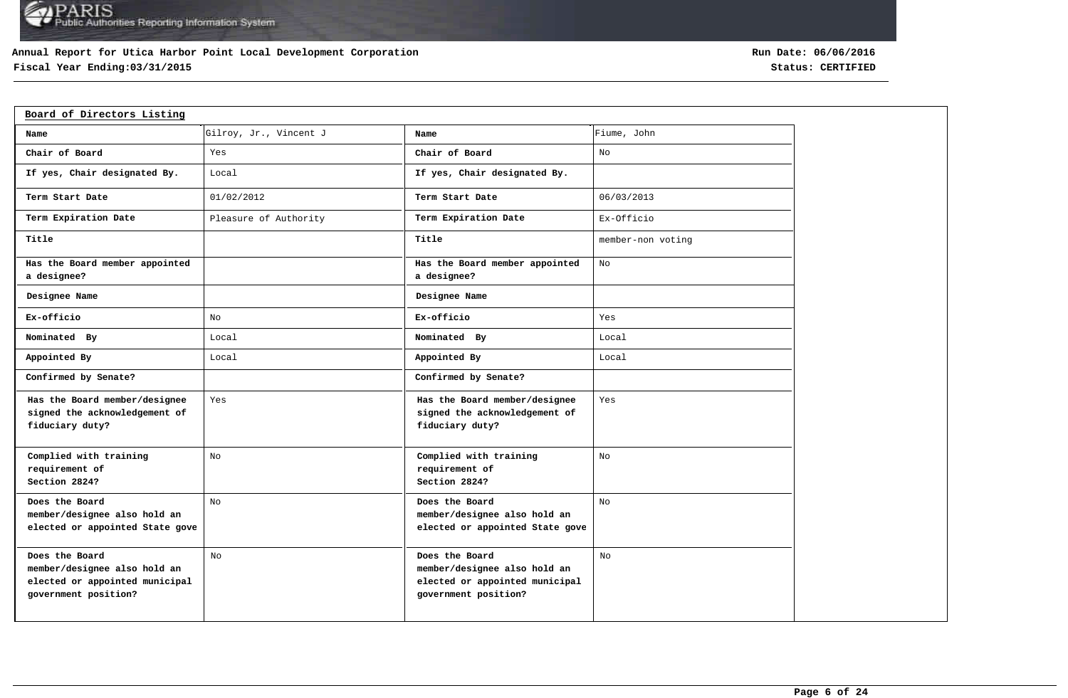**Annual Report for Utica Harbor Point Local Development Corporation**
**Fiscal Year Ending:03/31/2015**

**Run Date: 06/06/2016**
**Status: CERTIFIED**

**Board of Directors Listing**

| Name | Gilroy, Jr., Vincent J | Name | Fiume, John |
|---|---|---|---|
| Chair of Board | Yes | Chair of Board | No |
| If yes, Chair designated By. | Local | If yes, Chair designated By. | |
| Term Start Date | 01/02/2012 | Term Start Date | 06/03/2013 |
| Term Expiration Date | Pleasure of Authority | Term Expiration Date | Ex-Officio |
| Title | | Title | member-non voting |
| Has the Board member appointed a designee? | | Has the Board member appointed a designee? | No |
| Designee Name | | Designee Name | |
| Ex-officio | No | Ex-officio | Yes |
| Nominated By | Local | Nominated By | Local |
| Appointed By | Local | Appointed By | Local |
| Confirmed by Senate? | | Confirmed by Senate? | |
| Has the Board member/designee signed the acknowledgement of fiduciary duty? | Yes | Has the Board member/designee signed the acknowledgement of fiduciary duty? | Yes |
| Complied with training requirement of Section 2824? | No | Complied with training requirement of Section 2824? | No |
| Does the Board member/designee also hold an elected or appointed State gove | No | Does the Board member/designee also hold an elected or appointed State gove | No |
| Does the Board member/designee also hold an elected or appointed municipal government position? | No | Does the Board member/designee also hold an elected or appointed municipal government position? | No |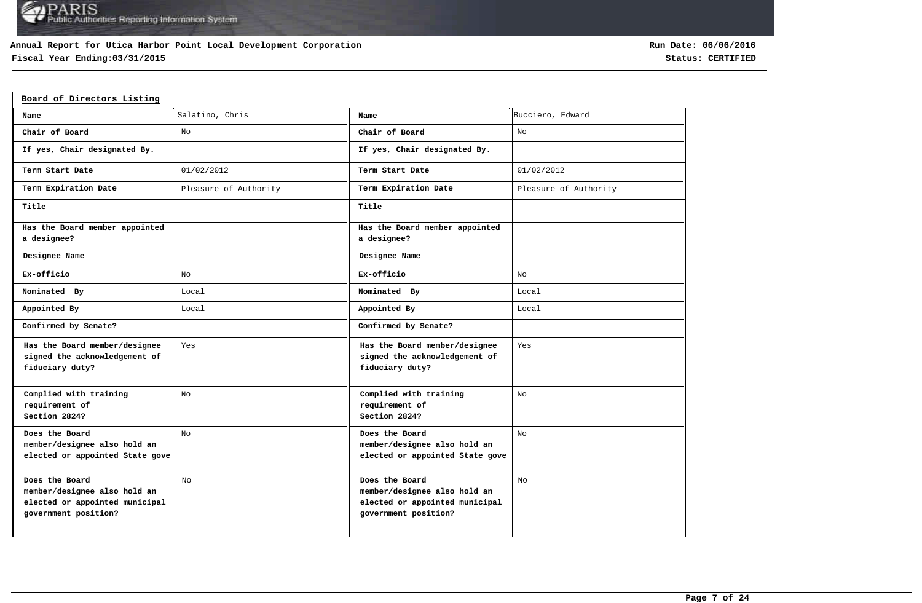**Annual Report for Utica Harbor Point Local Development Corporation**
**Fiscal Year Ending:03/31/2015**

**Run Date: 06/06/2016**
**Status: CERTIFIED**

## Board of Directors Listing

| Name | Salatino, Chris | Name | Bucciero, Edward |
|---|---|---|---|
| Chair of Board | No | Chair of Board | No |
| If yes, Chair designated By. | | If yes, Chair designated By. | |
| Term Start Date | 01/02/2012 | Term Start Date | 01/02/2012 |
| Term Expiration Date | Pleasure of Authority | Term Expiration Date | Pleasure of Authority |
| Title | | Title | |
| Has the Board member appointed a designee? | | Has the Board member appointed a designee? | |
| Designee Name | | Designee Name | |
| Ex-officio | No | Ex-officio | No |
| Nominated By | Local | Nominated By | Local |
| Appointed By | Local | Appointed By | Local |
| Confirmed by Senate? | | Confirmed by Senate? | |
| Has the Board member/designee signed the acknowledgement of fiduciary duty? | Yes | Has the Board member/designee signed the acknowledgement of fiduciary duty? | Yes |
| Complied with training requirement of Section 2824? | No | Complied with training requirement of Section 2824? | No |
| Does the Board member/designee also hold an elected or appointed State gove | No | Does the Board member/designee also hold an elected or appointed State gove | No |
| Does the Board member/designee also hold an elected or appointed municipal government position? | No | Does the Board member/designee also hold an elected or appointed municipal government position? | No |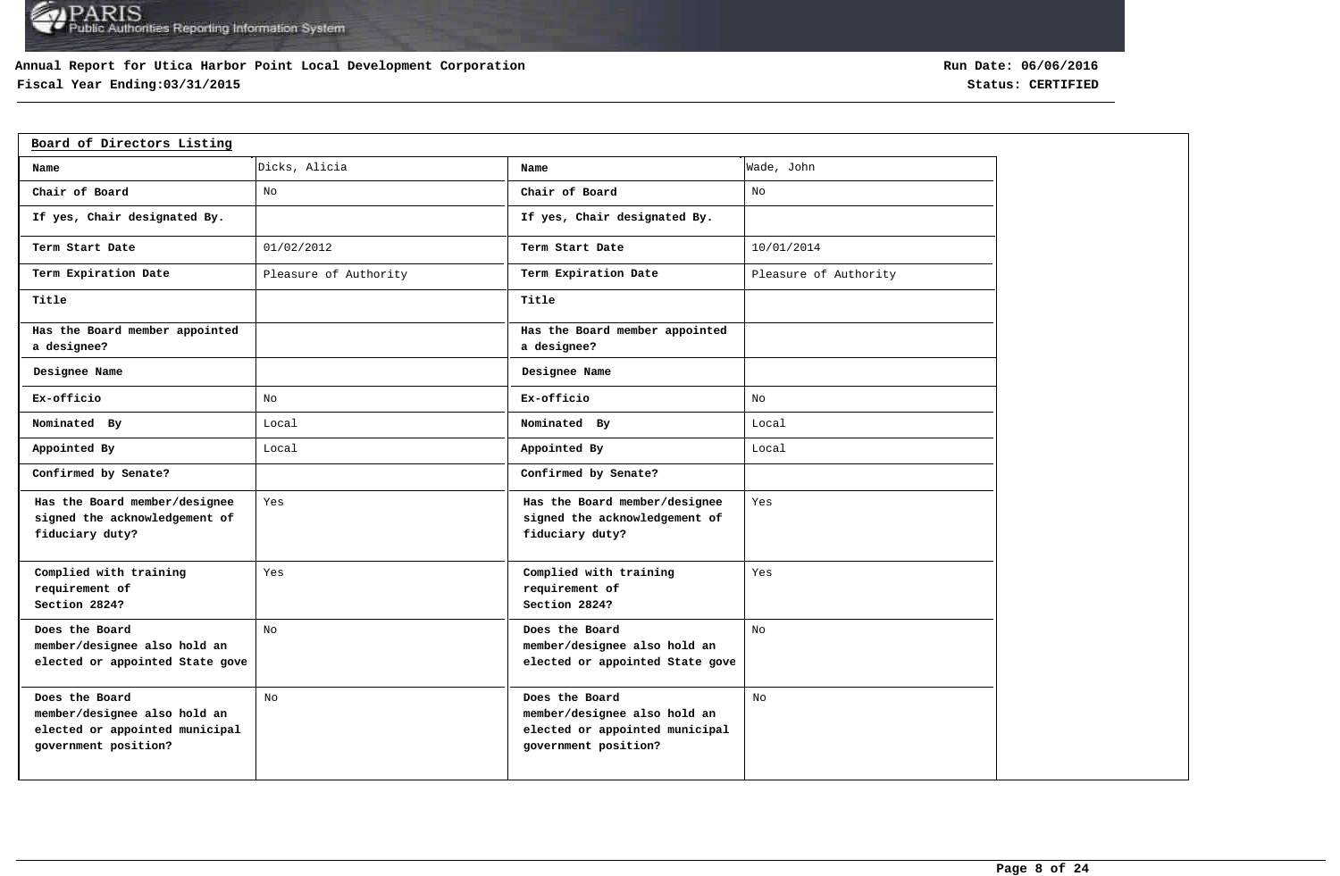**Annual Report for Utica Harbor Point Local Development Corporation**
**Fiscal Year Ending:03/31/2015**

**Run Date: 06/06/2016**
**Status: CERTIFIED**

## Board of Directors Listing

| Name | Dicks, Alicia | Name | Wade, John |
|---|---|---|---|
| Chair of Board | No | Chair of Board | No |
| If yes, Chair designated By. | | If yes, Chair designated By. | |
| Term Start Date | 01/02/2012 | Term Start Date | 10/01/2014 |
| Term Expiration Date | Pleasure of Authority | Term Expiration Date | Pleasure of Authority |
| Title | | Title | |
| Has the Board member appointed a designee? | | Has the Board member appointed a designee? | |
| Designee Name | | Designee Name | |
| Ex-officio | No | Ex-officio | No |
| Nominated By | Local | Nominated By | Local |
| Appointed By | Local | Appointed By | Local |
| Confirmed by Senate? | | Confirmed by Senate? | |
| Has the Board member/designee signed the acknowledgement of fiduciary duty? | Yes | Has the Board member/designee signed the acknowledgement of fiduciary duty? | Yes |
| Complied with training requirement of Section 2824? | Yes | Complied with training requirement of Section 2824? | Yes |
| Does the Board member/designee also hold an elected or appointed State gove | No | Does the Board member/designee also hold an elected or appointed State gove | No |
| Does the Board member/designee also hold an elected or appointed municipal government position? | No | Does the Board member/designee also hold an elected or appointed municipal government position? | No |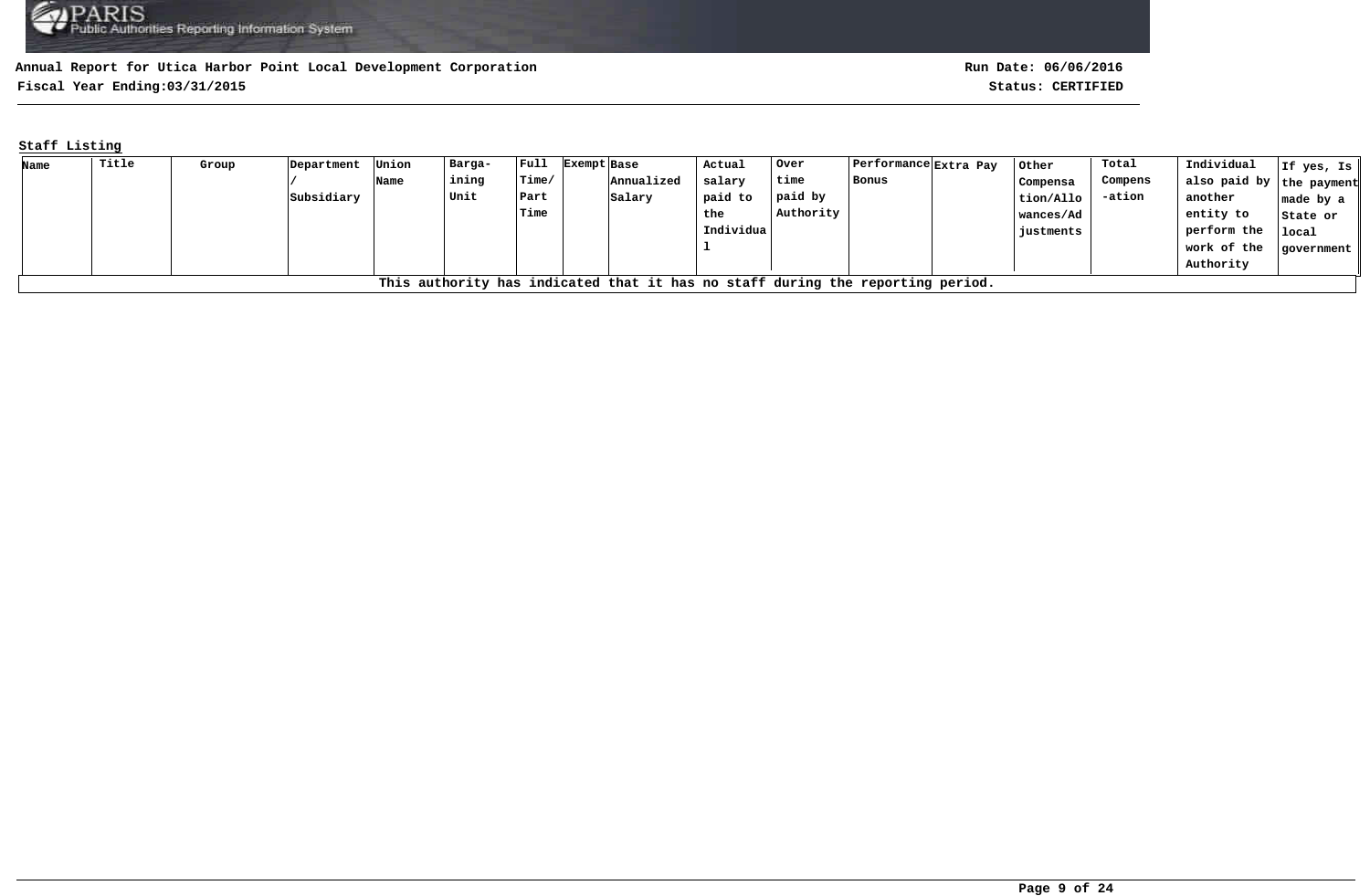**Annual Report for Utica Harbor Point Local Development Corporation**

**Fiscal Year Ending:03/31/2015**

**Run Date: 06/06/2016**

**Status: CERTIFIED**

**Staff Listing**

| Name | Title | Group | Department / Subsidiary | Union Name | Barga-ining Unit | Full Time/ Part Time | Exempt | Base Annualized Salary | Actual salary paid to the Individual | Over time paid by Authority | Performance Bonus | Extra Pay | Other Compensation/Allowances/Adjustments | Total Compens-ation | Individual also paid by another entity to perform the work of the Authority | If yes, Is the payment made by a State or local government |
|---|---|---|---|---|---|---|---|---|---|---|---|---|---|---|---|---|
| This authority has indicated that it has no staff during the reporting period. | | | | | | | | | | | | | | | | |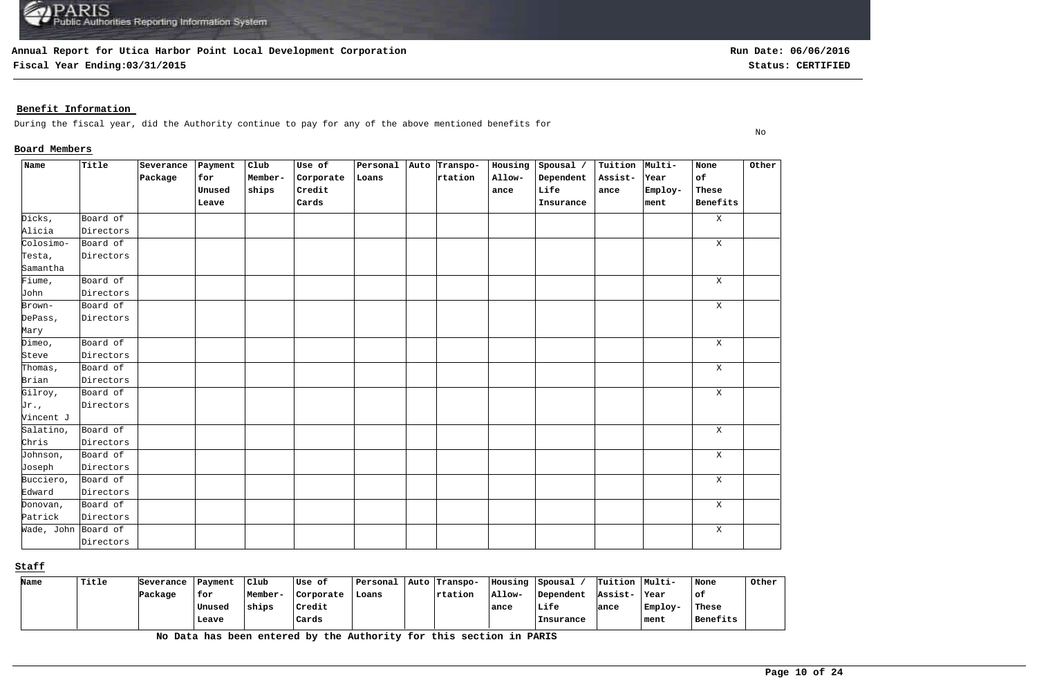**Annual Report for Utica Harbor Point Local Development Corporation**

**Fiscal Year Ending:03/31/2015**

**Run Date: 06/06/2016**

**Status: CERTIFIED**

## Benefit Information

During the fiscal year, did the Authority continue to pay for any of the above mentioned benefits for — No

### Board Members

| Name | Title | Severance Package | Payment for Unused Leave | Club Member-ships | Use of Corporate Credit Cards | Personal Loans | Auto | Transpo-rtation | Housing Allow-ance | Spousal / Dependent Life Insurance | Tuition Assist-ance | Multi-Year Employ-ment | None of These Benefits | Other |
|---|---|---|---|---|---|---|---|---|---|---|---|---|---|---|
| Dicks, Alicia | Board of Directors | | | | | | | | | | | | X | |
| Colosimo-Testa, Samantha | Board of Directors | | | | | | | | | | | | X | |
| Fiume, John | Board of Directors | | | | | | | | | | | | X | |
| Brown-DePass, Mary | Board of Directors | | | | | | | | | | | | X | |
| Dimeo, Steve | Board of Directors | | | | | | | | | | | | X | |
| Thomas, Brian | Board of Directors | | | | | | | | | | | | X | |
| Gilroy, Jr., Vincent J | Board of Directors | | | | | | | | | | | | X | |
| Salatino, Chris | Board of Directors | | | | | | | | | | | | X | |
| Johnson, Joseph | Board of Directors | | | | | | | | | | | | X | |
| Bucciero, Edward | Board of Directors | | | | | | | | | | | | X | |
| Donovan, Patrick | Board of Directors | | | | | | | | | | | | X | |
| Wade, John | Board of Directors | | | | | | | | | | | | X | |

### Staff

| Name | Title | Severance Package | Payment for Unused Leave | Club Member-ships | Use of Corporate Credit Cards | Personal Loans | Auto | Transpo-rtation | Housing Allow-ance | Spousal / Dependent Life Insurance | Tuition Assist-ance | Multi-Year Employ-ment | None of These Benefits | Other |
|---|---|---|---|---|---|---|---|---|---|---|---|---|---|---|

**No Data has been entered by the Authority for this section in PARIS**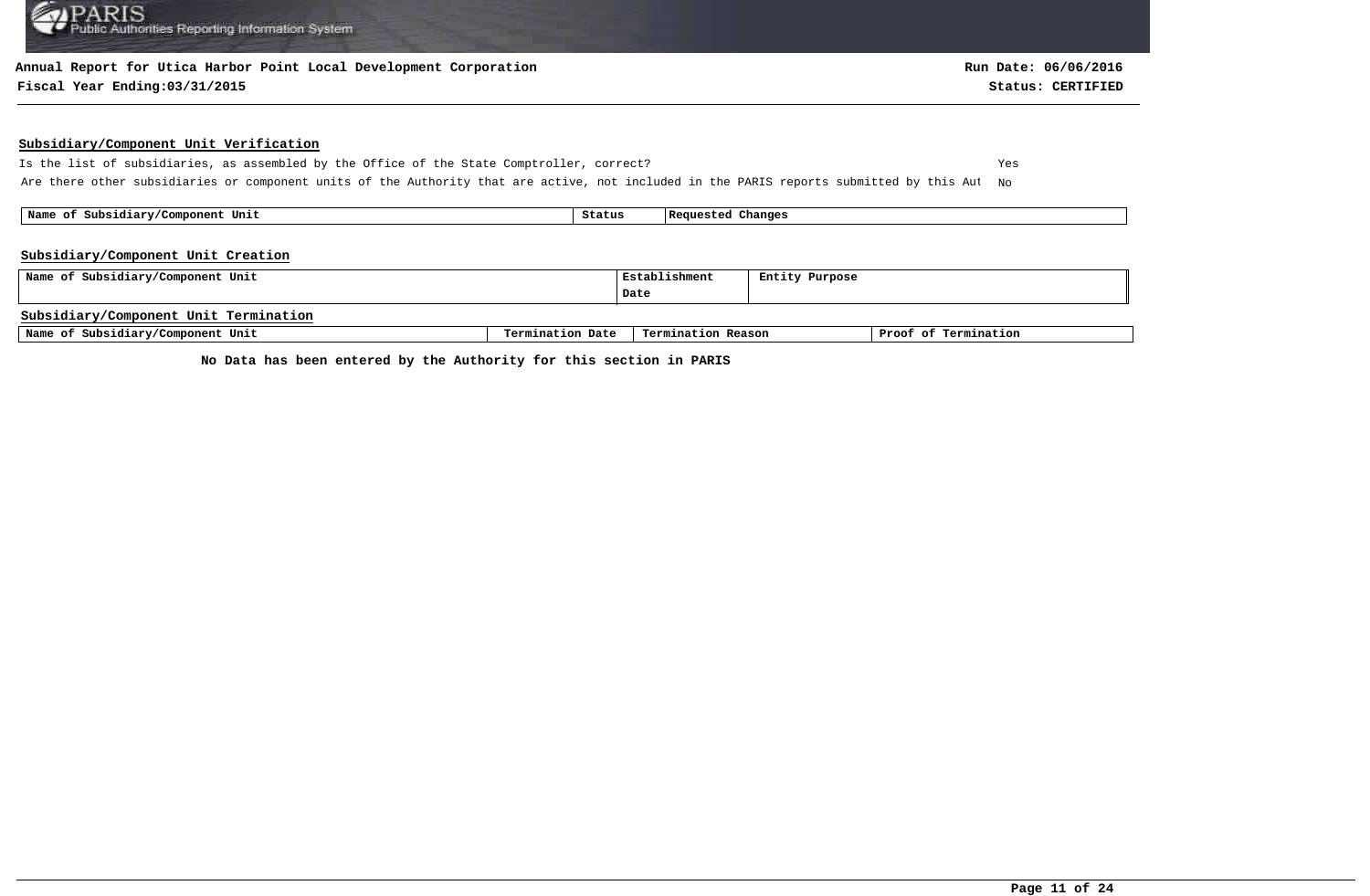**Annual Report for Utica Harbor Point Local Development Corporation**

**Fiscal Year Ending:03/31/2015**

**Run Date: 06/06/2016**

**Status: CERTIFIED**

## Subsidiary/Component Unit Verification

Is the list of subsidiaries, as assembled by the Office of the State Comptroller, correct? Yes

Are there other subsidiaries or component units of the Authority that are active, not included in the PARIS reports submitted by this Aut No

| Name of Subsidiary/Component Unit | Status | Requested Changes |
|---|---|---|

## Subsidiary/Component Unit Creation

| Name of Subsidiary/Component Unit | Establishment Date | Entity Purpose |
|---|---|---|

## Subsidiary/Component Unit Termination

| Name of Subsidiary/Component Unit | Termination Date | Termination Reason | Proof of Termination |
|---|---|---|---|

**No Data has been entered by the Authority for this section in PARIS**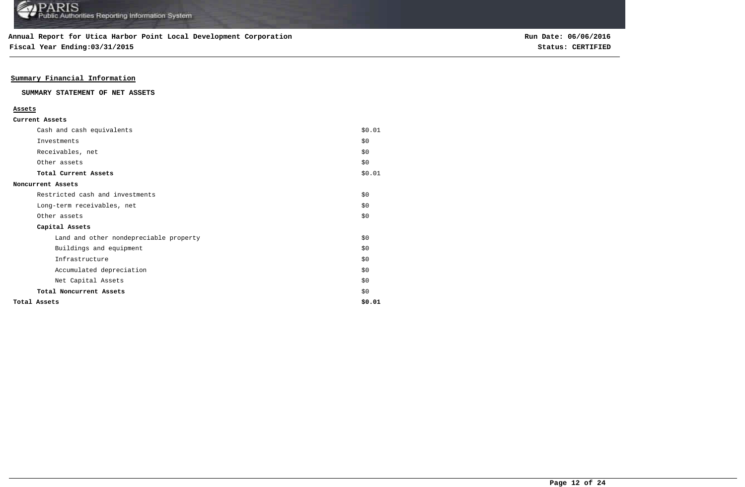**Annual Report for Utica Harbor Point Local Development Corporation**

**Fiscal Year Ending:03/31/2015**

**Run Date: 06/06/2016**

**Status: CERTIFIED**

## Summary Financial Information

### SUMMARY STATEMENT OF NET ASSETS

| Assets | |
|---|---|
| **Current Assets** | |
| Cash and cash equivalents | $0.01 |
| Investments | $0 |
| Receivables, net | $0 |
| Other assets | $0 |
| **Total Current Assets** | $0.01 |
| **Noncurrent Assets** | |
| Restricted cash and investments | $0 |
| Long-term receivables, net | $0 |
| Other assets | $0 |
| **Capital Assets** | |
| Land and other nondepreciable property | $0 |
| Buildings and equipment | $0 |
| Infrastructure | $0 |
| Accumulated depreciation | $0 |
| Net Capital Assets | $0 |
| **Total Noncurrent Assets** | $0 |
| **Total Assets** | **$0.01** |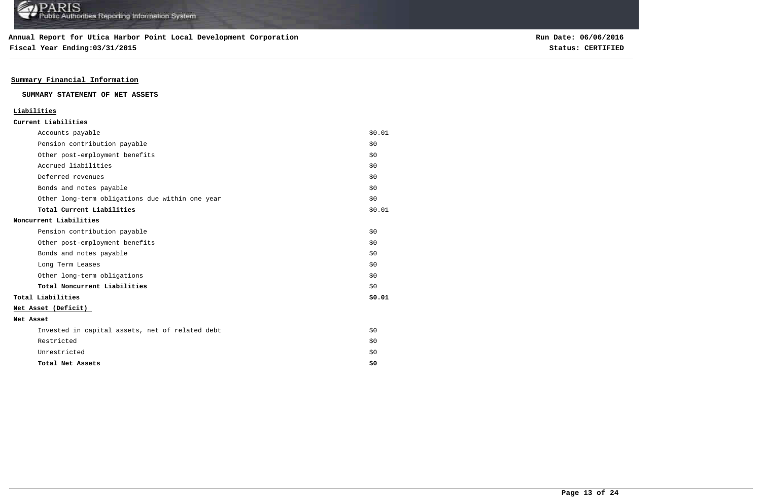**Annual Report for Utica Harbor Point Local Development Corporation**

**Fiscal Year Ending:03/31/2015**

**Run Date: 06/06/2016**

**Status: CERTIFIED**

## Summary Financial Information

### SUMMARY STATEMENT OF NET ASSETS

| | |
|---|---|
| **Liabilities** | |
| **Current Liabilities** | |
| Accounts payable | \$0.01 |
| Pension contribution payable | \$0 |
| Other post-employment benefits | \$0 |
| Accrued liabilities | \$0 |
| Deferred revenues | \$0 |
| Bonds and notes payable | \$0 |
| Other long-term obligations due within one year | \$0 |
| **Total Current Liabilities** | \$0.01 |
| **Noncurrent Liabilities** | |
| Pension contribution payable | \$0 |
| Other post-employment benefits | \$0 |
| Bonds and notes payable | \$0 |
| Long Term Leases | \$0 |
| Other long-term obligations | \$0 |
| **Total Noncurrent Liabilities** | \$0 |
| **Total Liabilities** | **\$0.01** |
| **Net Asset (Deficit)** | |
| **Net Asset** | |
| Invested in capital assets, net of related debt | \$0 |
| Restricted | \$0 |
| Unrestricted | \$0 |
| **Total Net Assets** | **\$0** |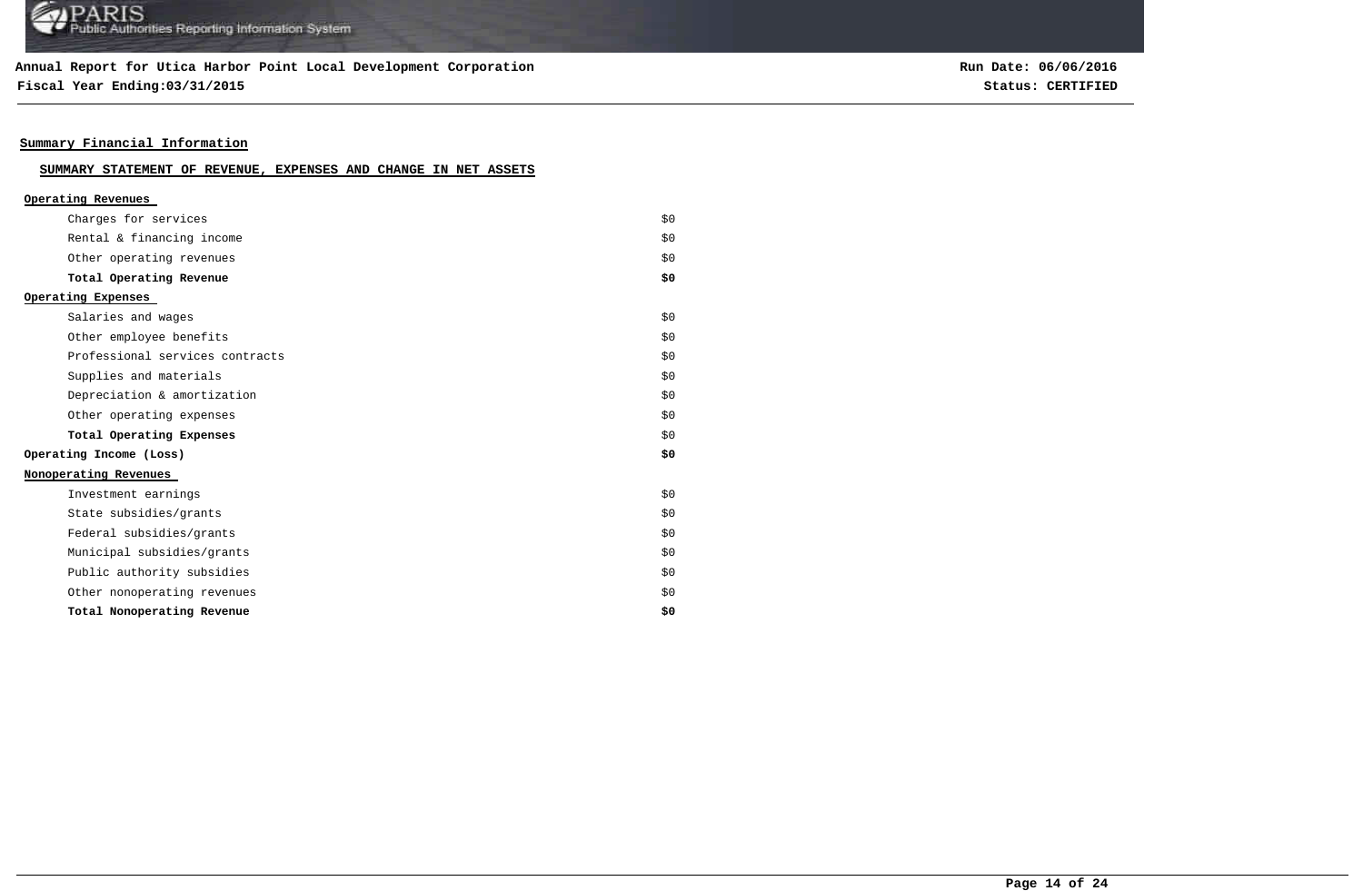**Annual Report for Utica Harbor Point Local Development Corporation**

**Fiscal Year Ending:03/31/2015**

**Run Date: 06/06/2016**

**Status: CERTIFIED**

## Summary Financial Information

### SUMMARY STATEMENT OF REVENUE, EXPENSES AND CHANGE IN NET ASSETS

| | |
|---|---|
| **Operating Revenues** | |
| Charges for services | $0 |
| Rental & financing income | $0 |
| Other operating revenues | $0 |
| **Total Operating Revenue** | **$0** |
| **Operating Expenses** | |
| Salaries and wages | $0 |
| Other employee benefits | $0 |
| Professional services contracts | $0 |
| Supplies and materials | $0 |
| Depreciation & amortization | $0 |
| Other operating expenses | $0 |
| **Total Operating Expenses** | $0 |
| **Operating Income (Loss)** | **$0** |
| **Nonoperating Revenues** | |
| Investment earnings | $0 |
| State subsidies/grants | $0 |
| Federal subsidies/grants | $0 |
| Municipal subsidies/grants | $0 |
| Public authority subsidies | $0 |
| Other nonoperating revenues | $0 |
| **Total Nonoperating Revenue** | **$0** |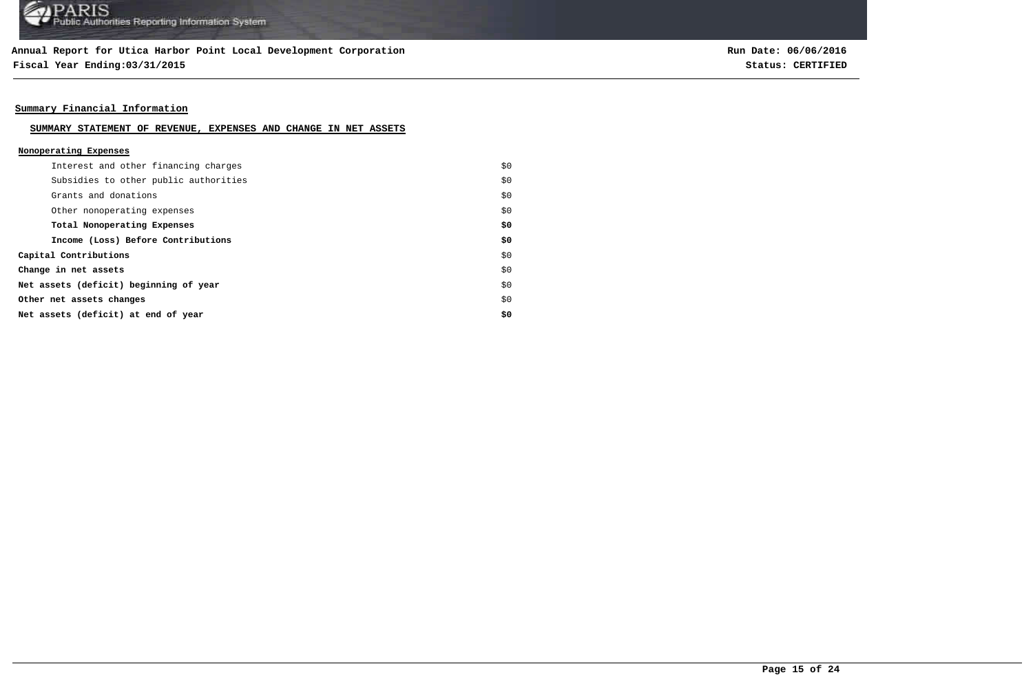**Annual Report for Utica Harbor Point Local Development Corporation**

**Fiscal Year Ending:03/31/2015**

**Run Date: 06/06/2016**

**Status: CERTIFIED**

## Summary Financial Information

### SUMMARY STATEMENT OF REVENUE, EXPENSES AND CHANGE IN NET ASSETS

**Nonoperating Expenses**

| | |
|---|---|
| Interest and other financing charges | \$0 |
| Subsidies to other public authorities | \$0 |
| Grants and donations | \$0 |
| Other nonoperating expenses | \$0 |
| **Total Nonoperating Expenses** | **\$0** |
| **Income (Loss) Before Contributions** | **\$0** |
| **Capital Contributions** | \$0 |
| **Change in net assets** | \$0 |
| **Net assets (deficit) beginning of year** | \$0 |
| **Other net assets changes** | \$0 |
| **Net assets (deficit) at end of year** | **\$0** |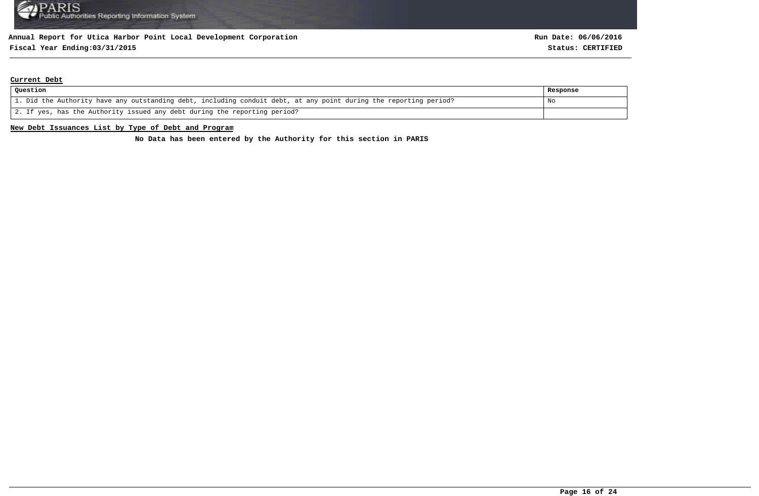**Annual Report for Utica Harbor Point Local Development Corporation**
**Fiscal Year Ending:03/31/2015**

**Run Date: 06/06/2016**
**Status: CERTIFIED**

## Current Debt

| Question | Response |
|---|---|
| 1. Did the Authority have any outstanding debt, including conduit debt, at any point during the reporting period? | No |
| 2. If yes, has the Authority issued any debt during the reporting period? | |

## New Debt Issuances List by Type of Debt and Program

**No Data has been entered by the Authority for this section in PARIS**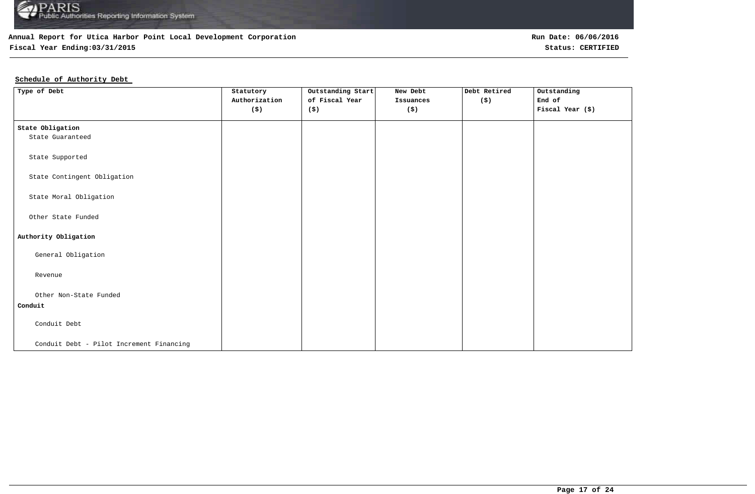**Annual Report for Utica Harbor Point Local Development Corporation**

**Fiscal Year Ending:03/31/2015**

**Run Date: 06/06/2016**

**Status: CERTIFIED**

**Schedule of Authority Debt**

| Type of Debt | Statutory Authorization ($) | Outstanding Start of Fiscal Year ($) | New Debt Issuances ($) | Debt Retired ($) | Outstanding End of Fiscal Year ($) |
|---|---|---|---|---|---|
| **State Obligation** | | | | | |
| State Guaranteed | | | | | |
| State Supported | | | | | |
| State Contingent Obligation | | | | | |
| State Moral Obligation | | | | | |
| Other State Funded | | | | | |
| **Authority Obligation** | | | | | |
| General Obligation | | | | | |
| Revenue | | | | | |
| Other Non-State Funded | | | | | |
| **Conduit** | | | | | |
| Conduit Debt | | | | | |
| Conduit Debt - Pilot Increment Financing | | | | | |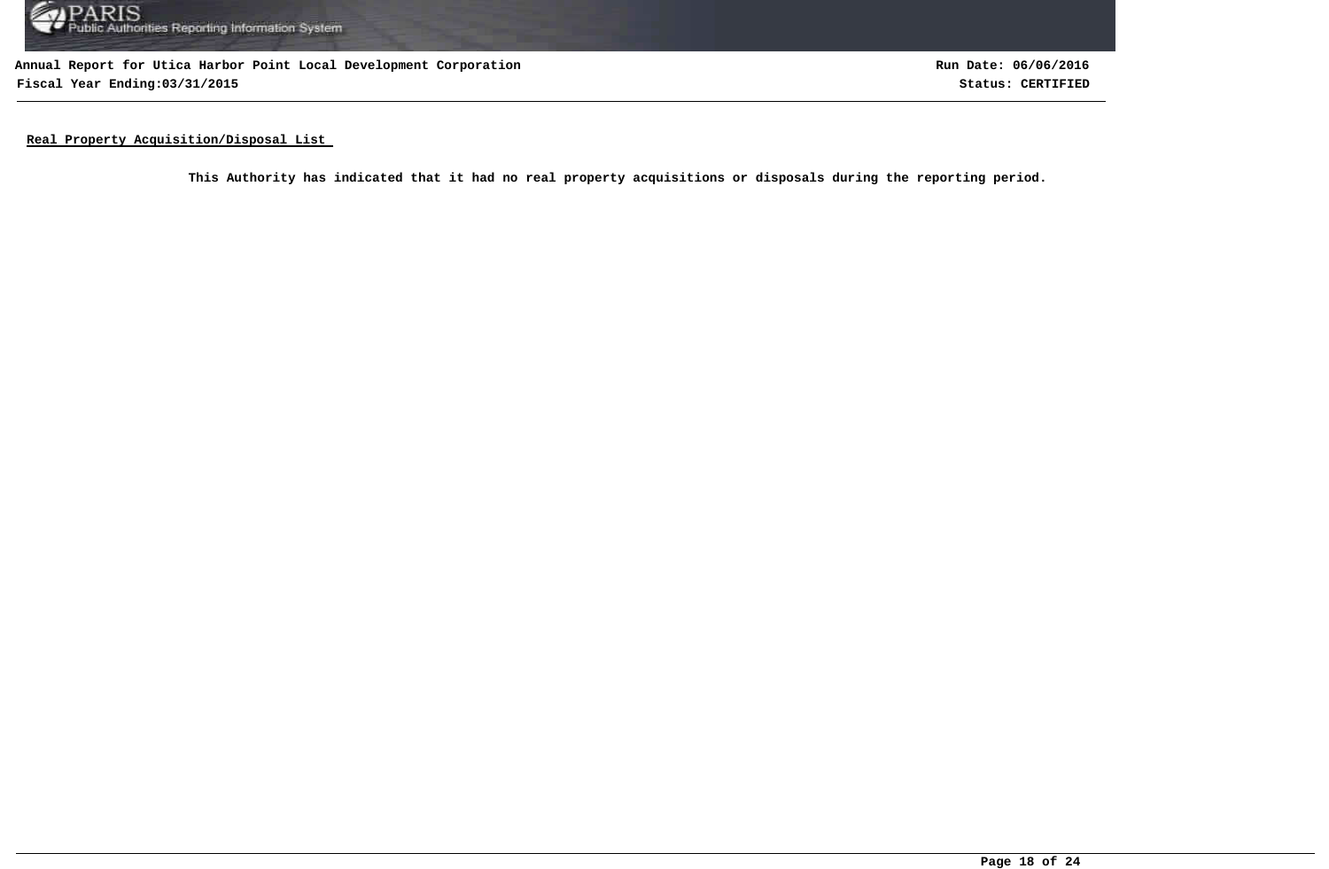## Real Property Acquisition/Disposal List

**This Authority has indicated that it had no real property acquisitions or disposals during the reporting period.**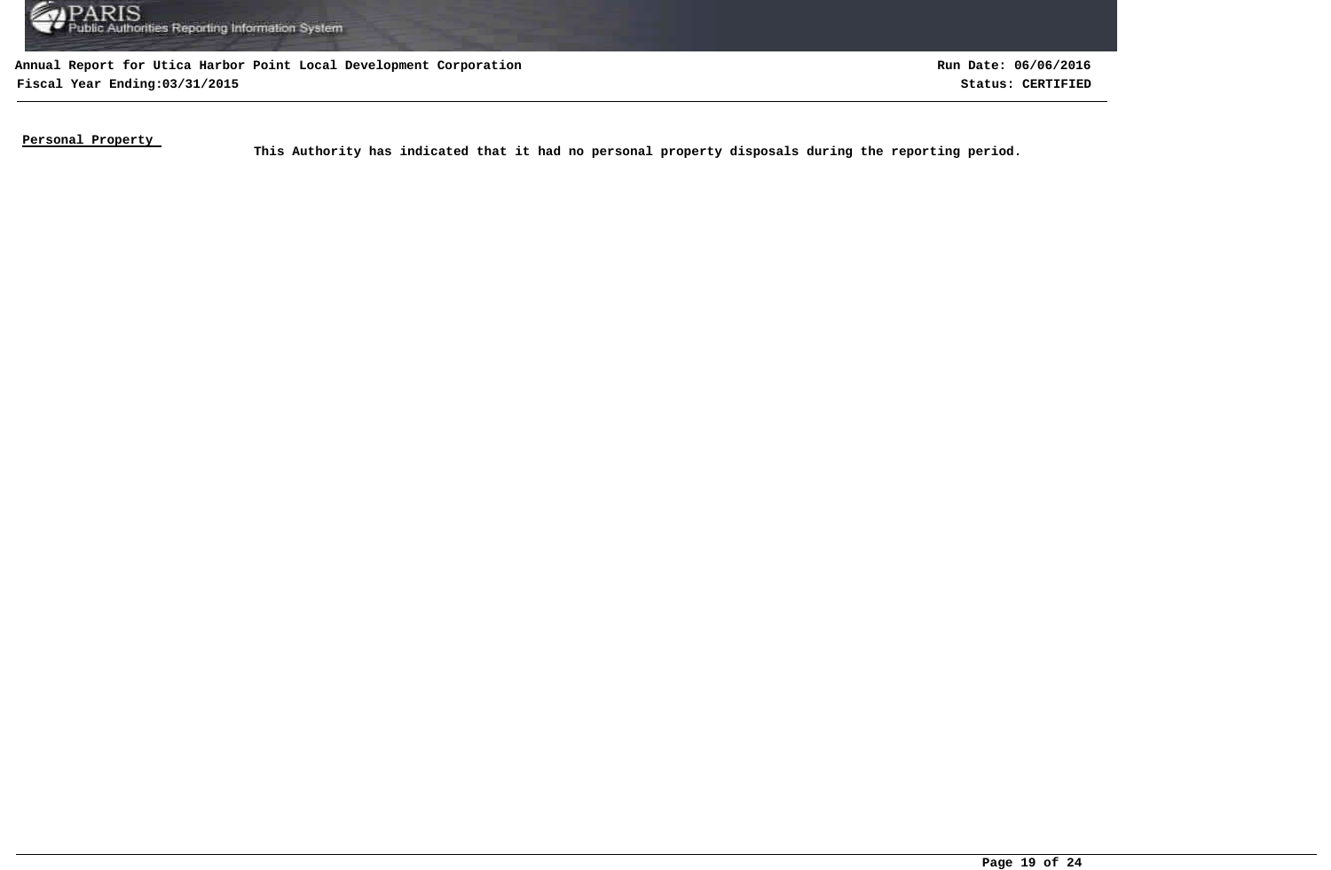**Annual Report for Utica Harbor Point Local Development Corporation**

**Fiscal Year Ending:03/31/2015**

**Run Date: 06/06/2016**

**Status: CERTIFIED**

**Personal Property**

**This Authority has indicated that it had no personal property disposals during the reporting period.**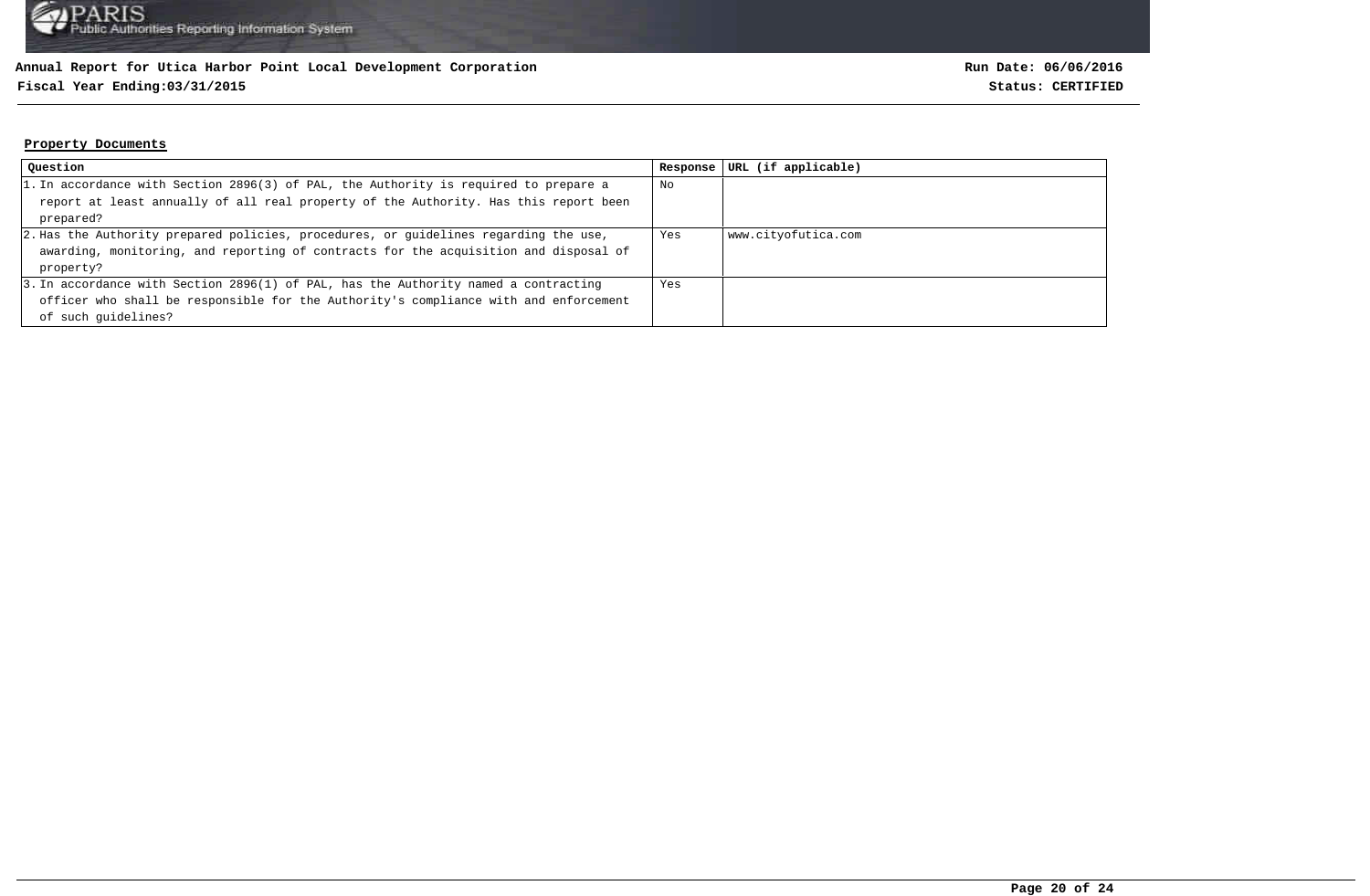**Annual Report for Utica Harbor Point Local Development Corporation**

**Fiscal Year Ending:03/31/2015**

**Run Date: 06/06/2016**

**Status: CERTIFIED**

## Property Documents

| Question | Response | URL (if applicable) |
|---|---|---|
| 1. In accordance with Section 2896(3) of PAL, the Authority is required to prepare a report at least annually of all real property of the Authority. Has this report been prepared? | No | |
| 2. Has the Authority prepared policies, procedures, or guidelines regarding the use, awarding, monitoring, and reporting of contracts for the acquisition and disposal of property? | Yes | www.cityofutica.com |
| 3. In accordance with Section 2896(1) of PAL, has the Authority named a contracting officer who shall be responsible for the Authority's compliance with and enforcement of such guidelines? | Yes | |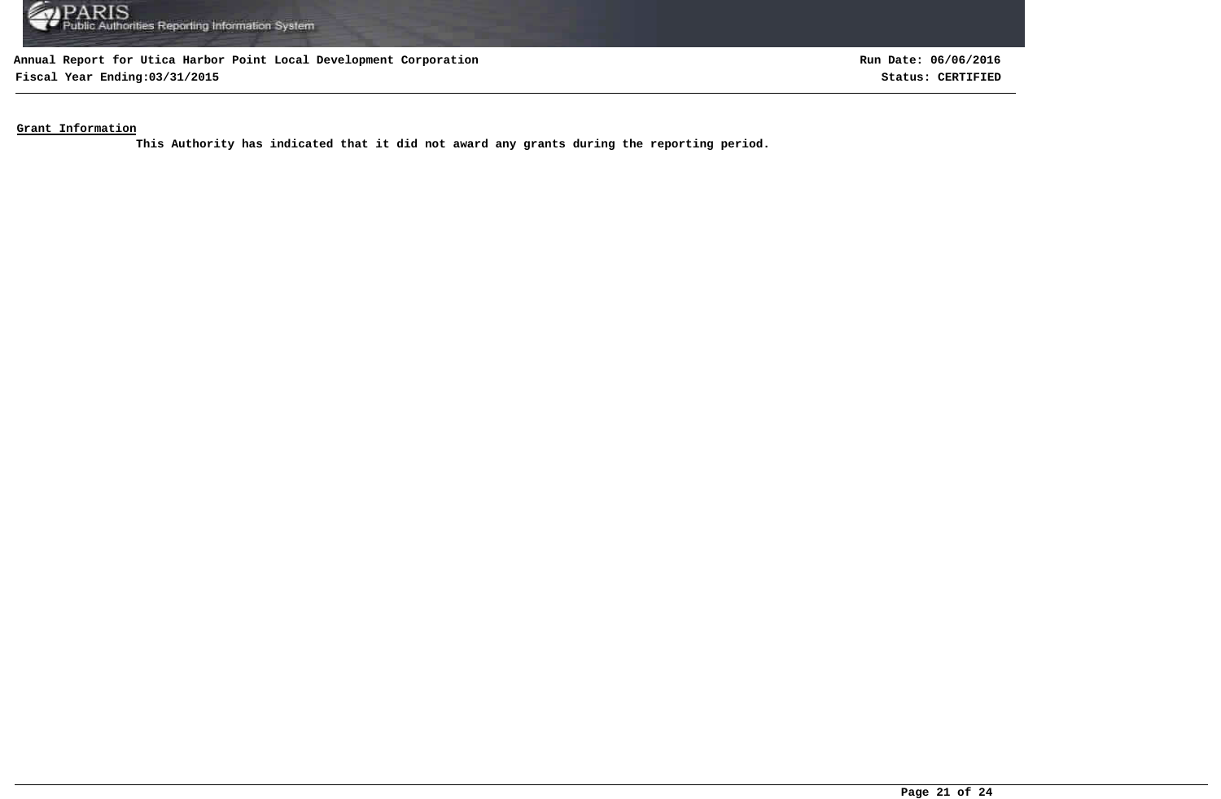**Grant Information**

**This Authority has indicated that it did not award any grants during the reporting period.**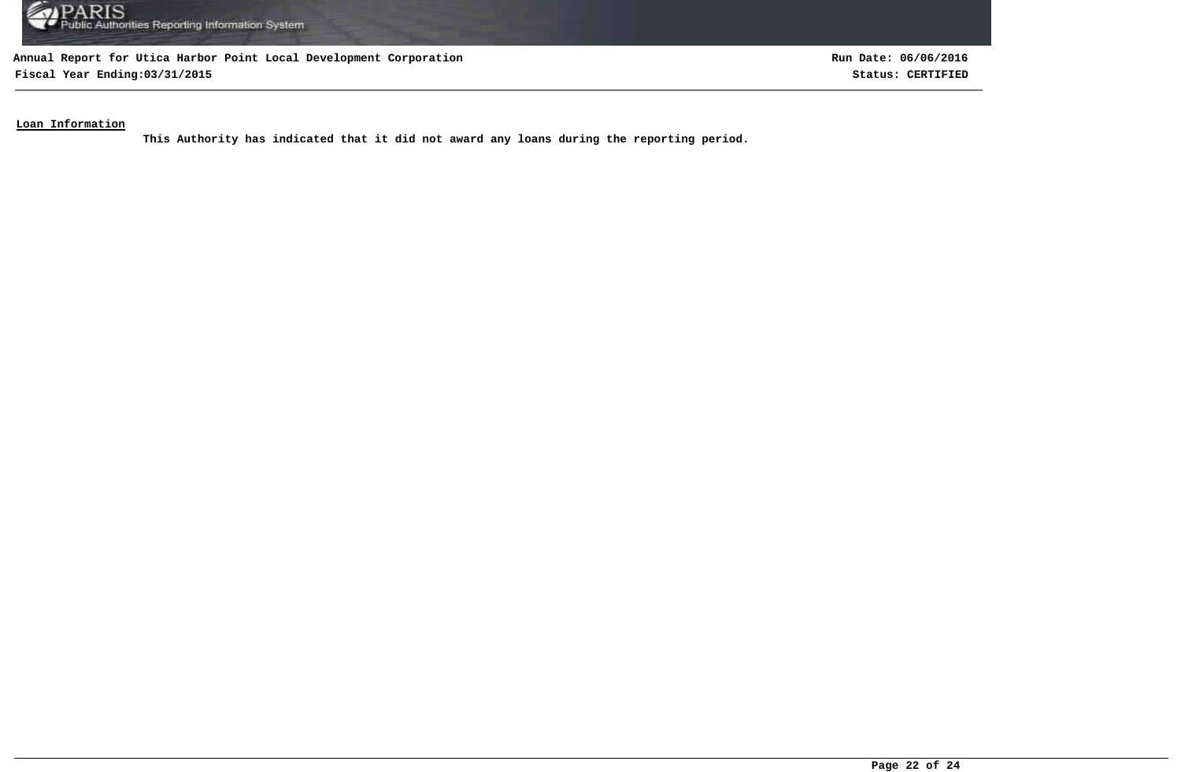**Loan Information**

**This Authority has indicated that it did not award any loans during the reporting period.**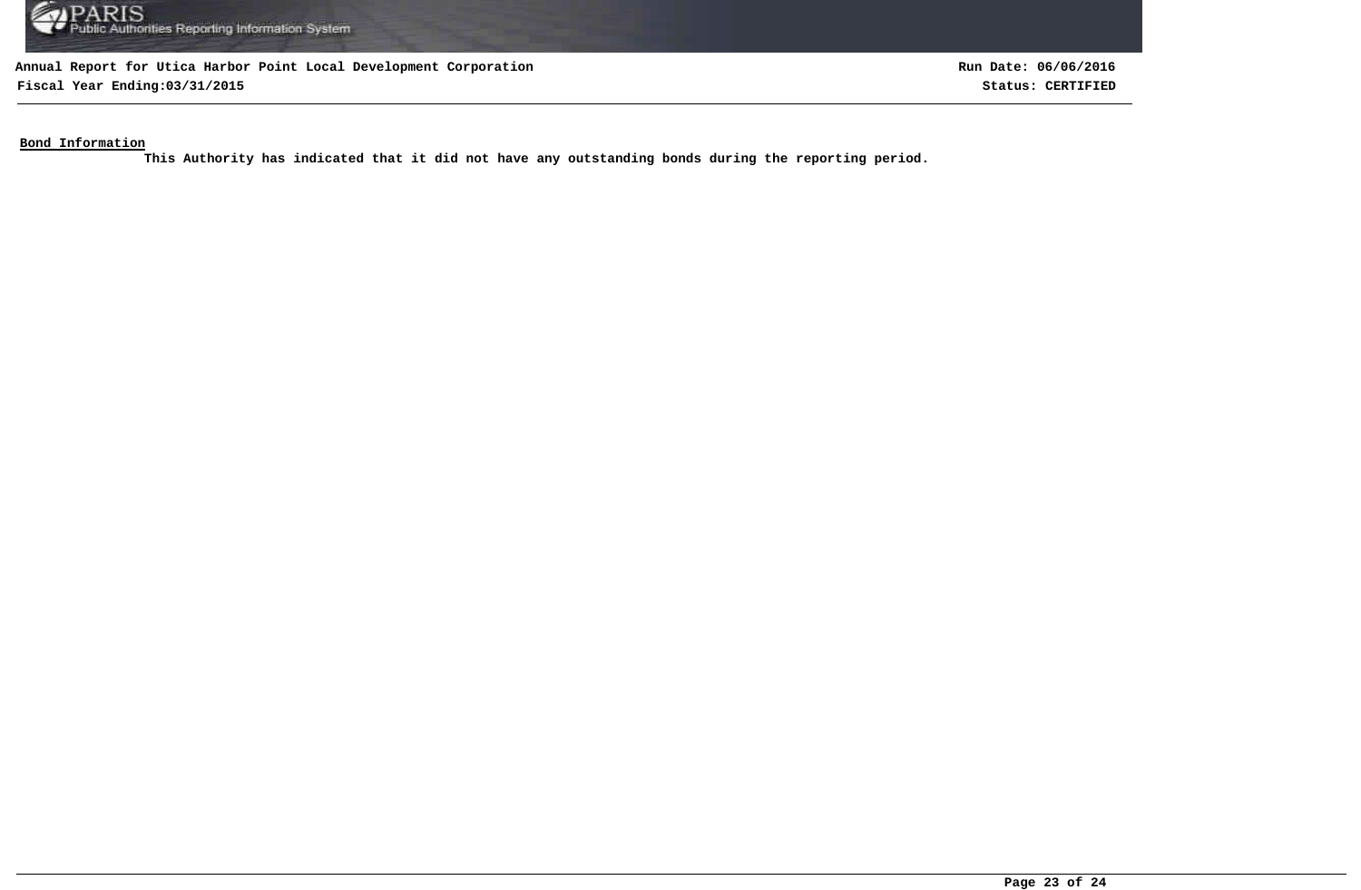**Bond Information**

This Authority has indicated that it did not have any outstanding bonds during the reporting period.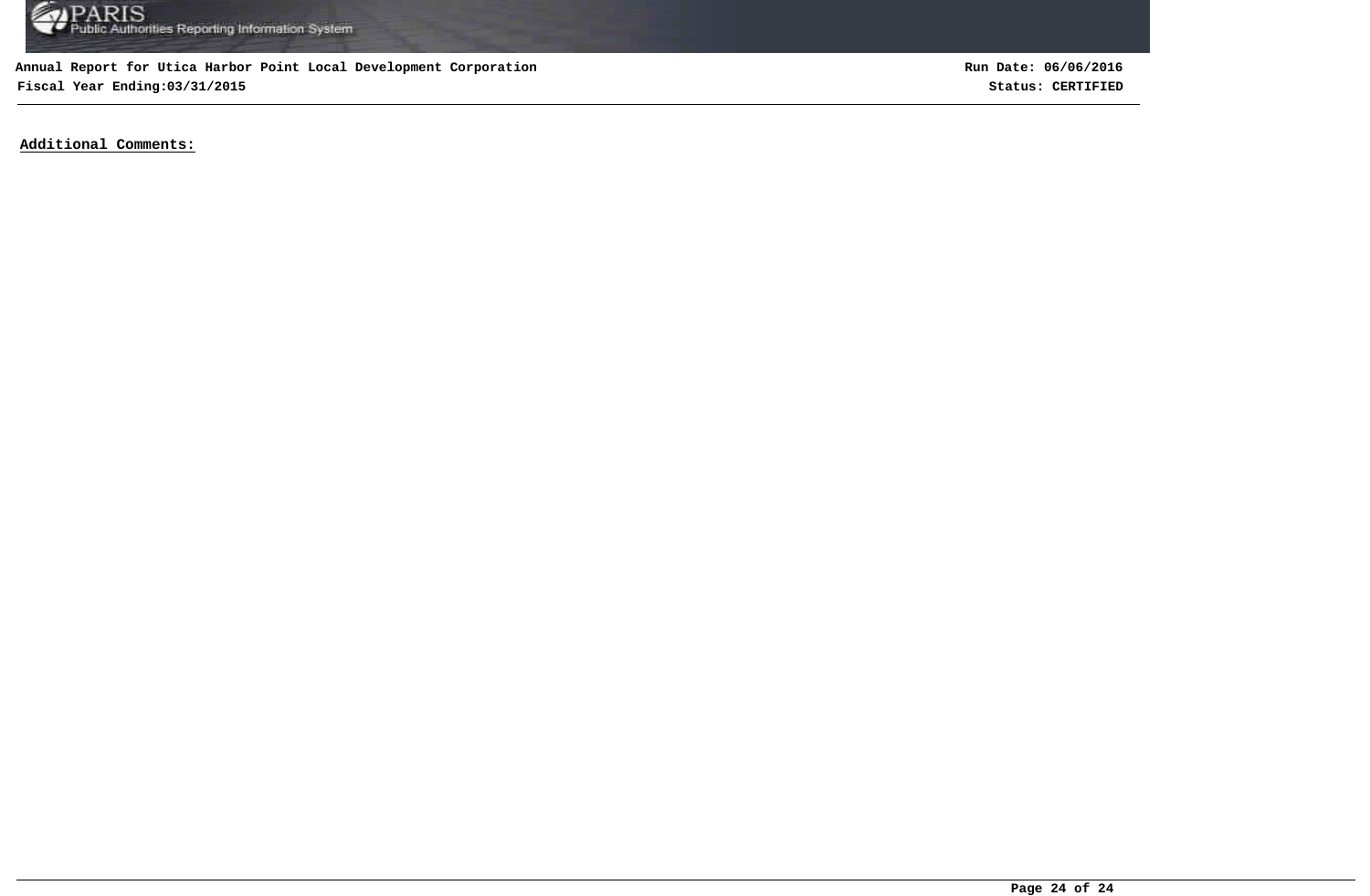**Additional Comments:**